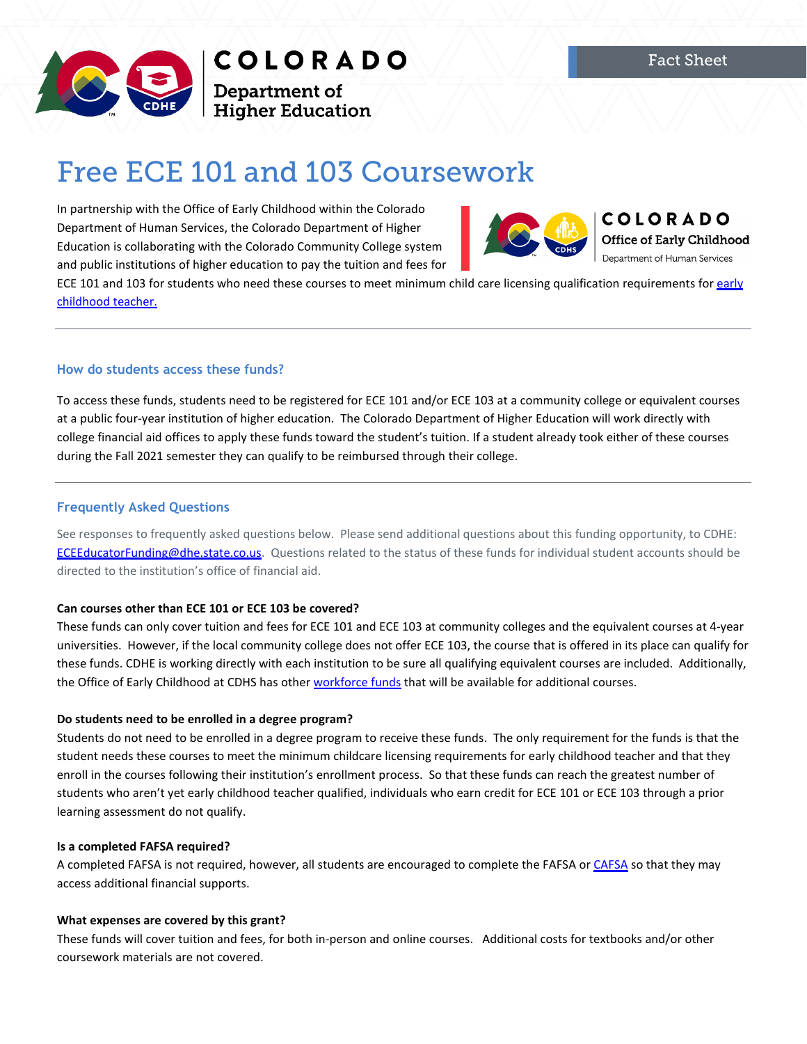Fact Sheet

# Free ECE 101 and 103 Coursework

In partnership with the Office of Early Childhood within the Colorado Department of Human Services, the Colorado Department of Higher Education is collaborating with the Colorado Community College system and public institutions of higher education to pay the tuition and fees for ECE 101 and 103 for students who need these courses to meet minimum child care licensing qualification requirements for [early childhood teacher.]()

---

### How do students access these funds?

To access these funds, students need to be registered for ECE 101 and/or ECE 103 at a community college or equivalent courses at a public four-year institution of higher education. The Colorado Department of Higher Education will work directly with college financial aid offices to apply these funds toward the student's tuition. If a student already took either of these courses during the Fall 2021 semester they can qualify to be reimbursed through their college.

---

### Frequently Asked Questions

See responses to frequently asked questions below. Please send additional questions about this funding opportunity, to CDHE: [ECEEducatorFunding@dhe.state.co.us](mailto:ECEEducatorFunding@dhe.state.co.us). Questions related to the status of these funds for individual student accounts should be directed to the institution's office of financial aid.

**Can courses other than ECE 101 or ECE 103 be covered?**
These funds can only cover tuition and fees for ECE 101 and ECE 103 at community colleges and the equivalent courses at 4-year universities. However, if the local community college does not offer ECE 103, the course that is offered in its place can qualify for these funds. CDHE is working directly with each institution to be sure all qualifying equivalent courses are included. Additionally, the Office of Early Childhood at CDHS has other [workforce funds]() that will be available for additional courses.

**Do students need to be enrolled in a degree program?**
Students do not need to be enrolled in a degree program to receive these funds. The only requirement for the funds is that the student needs these courses to meet the minimum childcare licensing requirements for early childhood teacher and that they enroll in the courses following their institution's enrollment process. So that these funds can reach the greatest number of students who aren't yet early childhood teacher qualified, individuals who earn credit for ECE 101 or ECE 103 through a prior learning assessment do not qualify.

**Is a completed FAFSA required?**
A completed FAFSA is not required, however, all students are encouraged to complete the FAFSA or [CAFSA]() so that they may access additional financial supports.

**What expenses are covered by this grant?**
These funds will cover tuition and fees, for both in-person and online courses. Additional costs for textbooks and/or other coursework materials are not covered.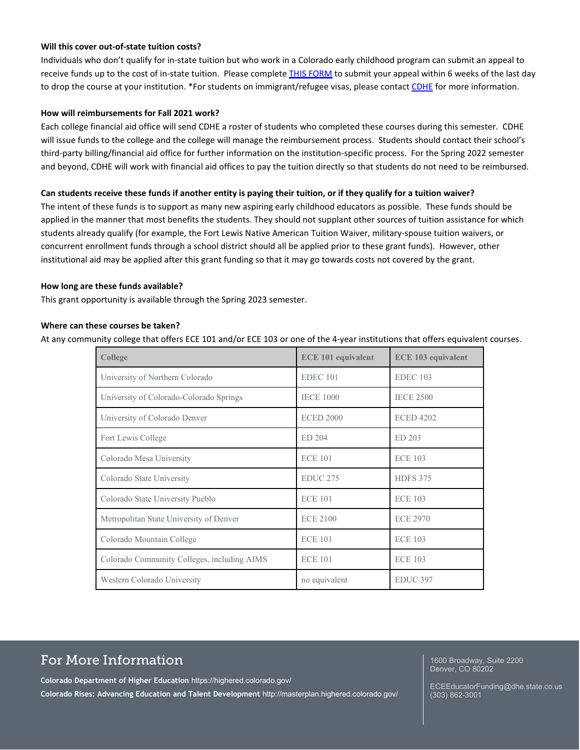**Will this cover out-of-state tuition costs?**

Individuals who don't qualify for in-state tuition but who work in a Colorado early childhood program can submit an appeal to receive funds up to the cost of in-state tuition. Please complete [THIS FORM] to submit your appeal within 6 weeks of the last day to drop the course at your institution. *For students on immigrant/refugee visas, please contact [CDHE] for more information.

**How will reimbursements for Fall 2021 work?**

Each college financial aid office will send CDHE a roster of students who completed these courses during this semester. CDHE will issue funds to the college and the college will manage the reimbursement process. Students should contact their school's third-party billing/financial aid office for further information on the institution-specific process. For the Spring 2022 semester and beyond, CDHE will work with financial aid offices to pay the tuition directly so that students do not need to be reimbursed.

**Can students receive these funds if another entity is paying their tuition, or if they qualify for a tuition waiver?**

The intent of these funds is to support as many new aspiring early childhood educators as possible. These funds should be applied in the manner that most benefits the students. They should not supplant other sources of tuition assistance for which students already qualify (for example, the Fort Lewis Native American Tuition Waiver, military-spouse tuition waivers, or concurrent enrollment funds through a school district should all be applied prior to these grant funds). However, other institutional aid may be applied after this grant funding so that it may go towards costs not covered by the grant.

**How long are these funds available?**

This grant opportunity is available through the Spring 2023 semester.

**Where can these courses be taken?**

At any community college that offers ECE 101 and/or ECE 103 or one of the 4-year institutions that offers equivalent courses.

| College | ECE 101 equivalent | ECE 103 equivalent |
|---|---|---|
| University of Northern Colorado | EDEC 101 | EDEC 103 |
| University of Colorado-Colorado Springs | IECE 1000 | IECE 2500 |
| University of Colorado Denver | ECED 2000 | ECED 4202 |
| Fort Lewis College | ED 204 | ED 203 |
| Colorado Mesa University | ECE 101 | ECE 103 |
| Colorado State University | EDUC 275 | HDFS 375 |
| Colorado State University Pueblo | ECE 101 | ECE 103 |
| Metropolitan State University of Denver | ECE 2100 | ECE 2970 |
| Colorado Mountain College | ECE 101 | ECE 103 |
| Colorado Community Colleges, including AIMS | ECE 101 | ECE 103 |
| Western Colorado University | no equivalent | EDUC 397 |

## For More Information

**Colorado Department of Higher Education** https://highered.colorado.gov/

**Colorado Rises: Advancing Education and Talent Development** http://masterplan.highered.colorado.gov/

1600 Broadway, Suite 2200
Denver, CO 80202

ECEEducatorFunding@dhe.state.co.us
(303) 862-3001